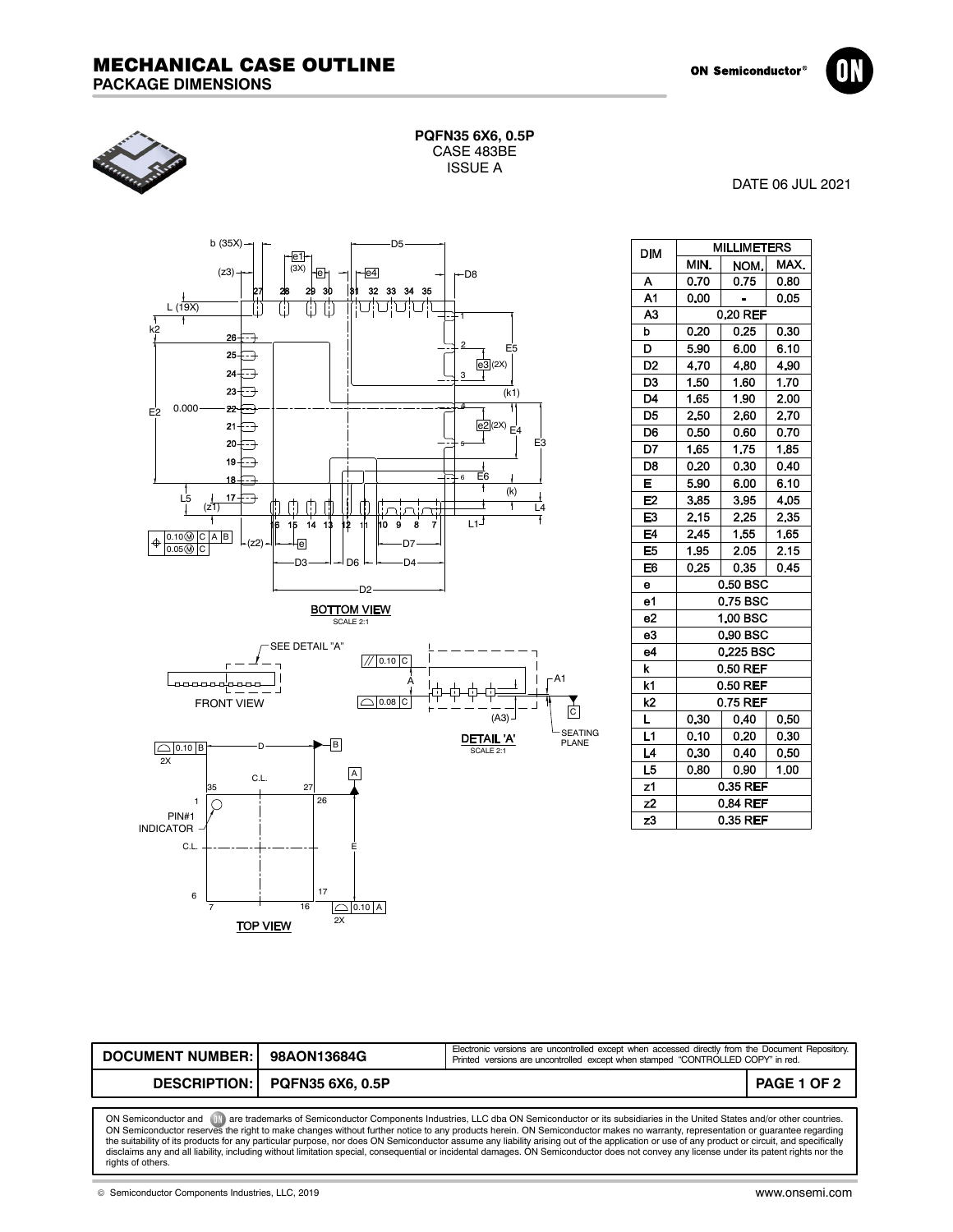# MECHANICAL CASE OUTLINE
## PACKAGE DIMENSIONS

**PQFN35 6X6, 0.5P**
CASE 483BE
ISSUE A

DATE 06 JUL 2021

BOTTOM VIEW
SCALE 2:1

FRONT VIEW

DETAIL 'A'
SCALE 2:1

TOP VIEW

| DIM | MILLIMETERS | | |
|---|---|---|---|
| | MIN. | NOM. | MAX. |
| A | 0.70 | 0.75 | 0.80 |
| A1 | 0.00 | - | 0.05 |
| A3 | 0.20 REF | | |
| b | 0.20 | 0.25 | 0.30 |
| D | 5.90 | 6.00 | 6.10 |
| D2 | 4.70 | 4.80 | 4.90 |
| D3 | 1.50 | 1.60 | 1.70 |
| D4 | 1.65 | 1.90 | 2.00 |
| D5 | 2.50 | 2.60 | 2.70 |
| D6 | 0.50 | 0.60 | 0.70 |
| D7 | 1.65 | 1.75 | 1.85 |
| D8 | 0.20 | 0.30 | 0.40 |
| E | 5.90 | 6.00 | 6.10 |
| E2 | 3.85 | 3.95 | 4.05 |
| E3 | 2.15 | 2.25 | 2.35 |
| E4 | 2.45 | 1.55 | 1.65 |
| E5 | 1.95 | 2.05 | 2.15 |
| E6 | 0.25 | 0.35 | 0.45 |
| e | 0.50 BSC | | |
| e1 | 0.75 BSC | | |
| e2 | 1.00 BSC | | |
| e3 | 0.90 BSC | | |
| e4 | 0.225 BSC | | |
| k | 0.50 REF | | |
| k1 | 0.50 REF | | |
| k2 | 0.75 REF | | |
| L | 0.30 | 0.40 | 0.50 |
| L1 | 0.10 | 0.20 | 0.30 |
| L4 | 0.30 | 0.40 | 0.50 |
| L5 | 0.80 | 0.90 | 1.00 |
| z1 | 0.35 REF | | |
| z2 | 0.84 REF | | |
| z3 | 0.35 REF | | |

| DOCUMENT NUMBER: | 98AON13684G | Electronic versions are uncontrolled except when accessed directly from the Document Repository. Printed versions are uncontrolled except when stamped "CONTROLLED COPY" in red. |
|---|---|---|
| DESCRIPTION: | PQFN35 6X6, 0.5P | PAGE 1 OF 2 |

ON Semiconductor and ON are trademarks of Semiconductor Components Industries, LLC dba ON Semiconductor or its subsidiaries in the United States and/or other countries. ON Semiconductor reserves the right to make changes without further notice to any products herein. ON Semiconductor makes no warranty, representation or guarantee regarding the suitability of its products for any particular purpose, nor does ON Semiconductor assume any liability arising out of the application or use of any product or circuit, and specifically disclaims any and all liability, including without limitation special, consequential or incidental damages. ON Semiconductor does not convey any license under its patent rights nor the rights of others.

© Semiconductor Components Industries, LLC, 2019 www.onsemi.com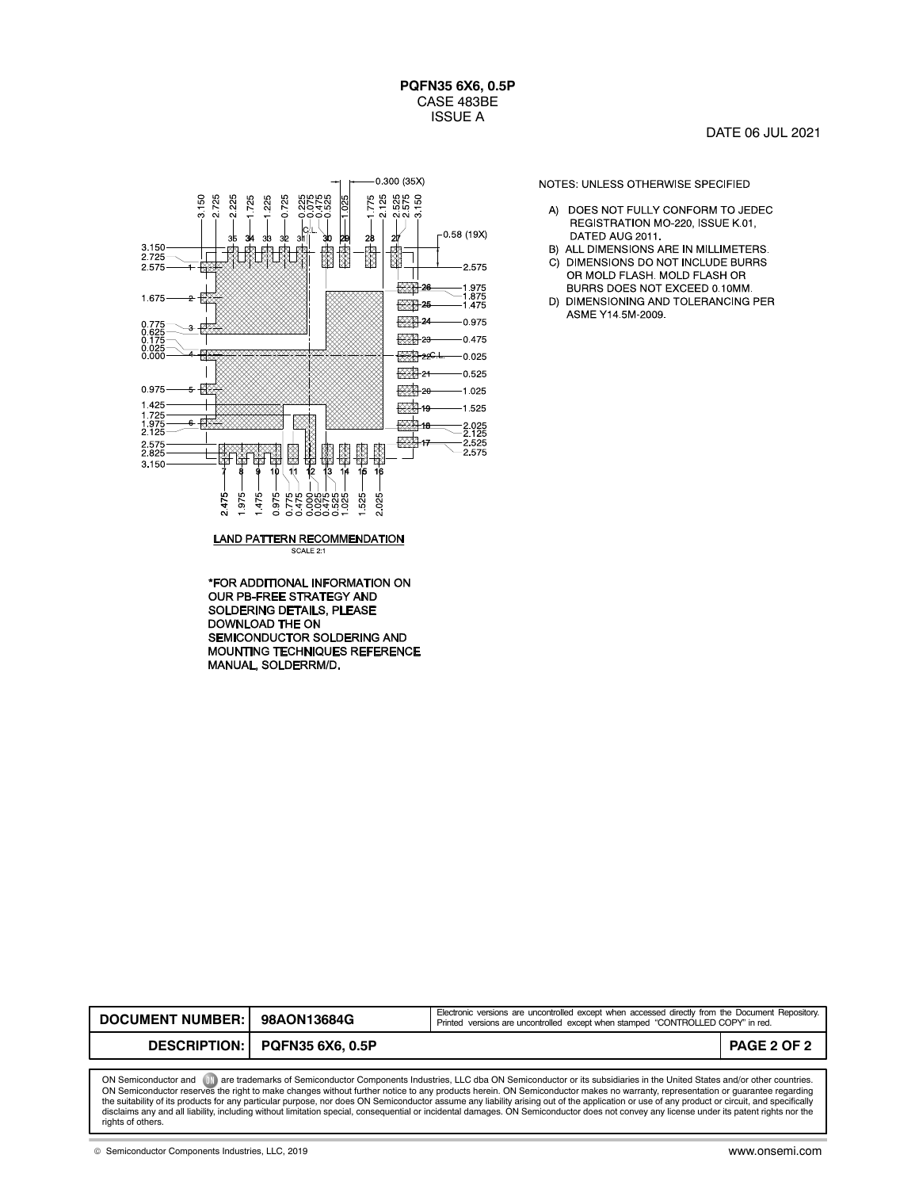**PQFN35 6X6, 0.5P**
CASE 483BE
ISSUE A

DATE 06 JUL 2021

LAND PATTERN RECOMMENDATION
SCALE 2:1

*FOR ADDITIONAL INFORMATION ON OUR PB-FREE STRATEGY AND SOLDERING DETAILS, PLEASE DOWNLOAD THE ON SEMICONDUCTOR SOLDERING AND MOUNTING TECHNIQUES REFERENCE MANUAL, SOLDERRM/D.

NOTES: UNLESS OTHERWISE SPECIFIED

A) DOES NOT FULLY CONFORM TO JEDEC REGISTRATION MO-220, ISSUE K.01, DATED AUG 2011.
B) ALL DIMENSIONS ARE IN MILLIMETERS.
C) DIMENSIONS DO NOT INCLUDE BURRS OR MOLD FLASH. MOLD FLASH OR BURRS DOES NOT EXCEED 0.10MM.
D) DIMENSIONING AND TOLERANCING PER ASME Y14.5M-2009.

| | | | |
|---|---|---|---|
| **DOCUMENT NUMBER:** | **98AON13684G** | Electronic versions are uncontrolled except when accessed directly from the Document Repository. Printed versions are uncontrolled except when stamped "CONTROLLED COPY" in red. | |
| **DESCRIPTION:** | **PQFN35 6X6, 0.5P** | | **PAGE 2 OF 2** |

ON Semiconductor and ON are trademarks of Semiconductor Components Industries, LLC dba ON Semiconductor or its subsidiaries in the United States and/or other countries. ON Semiconductor reserves the right to make changes without further notice to any products herein. ON Semiconductor makes no warranty, representation or guarantee regarding the suitability of its products for any particular purpose, nor does ON Semiconductor assume any liability arising out of the application or use of any product or circuit, and specifically disclaims any and all liability, including without limitation special, consequential or incidental damages. ON Semiconductor does not convey any license under its patent rights nor the rights of others.

© Semiconductor Components Industries, LLC, 2019 www.onsemi.com